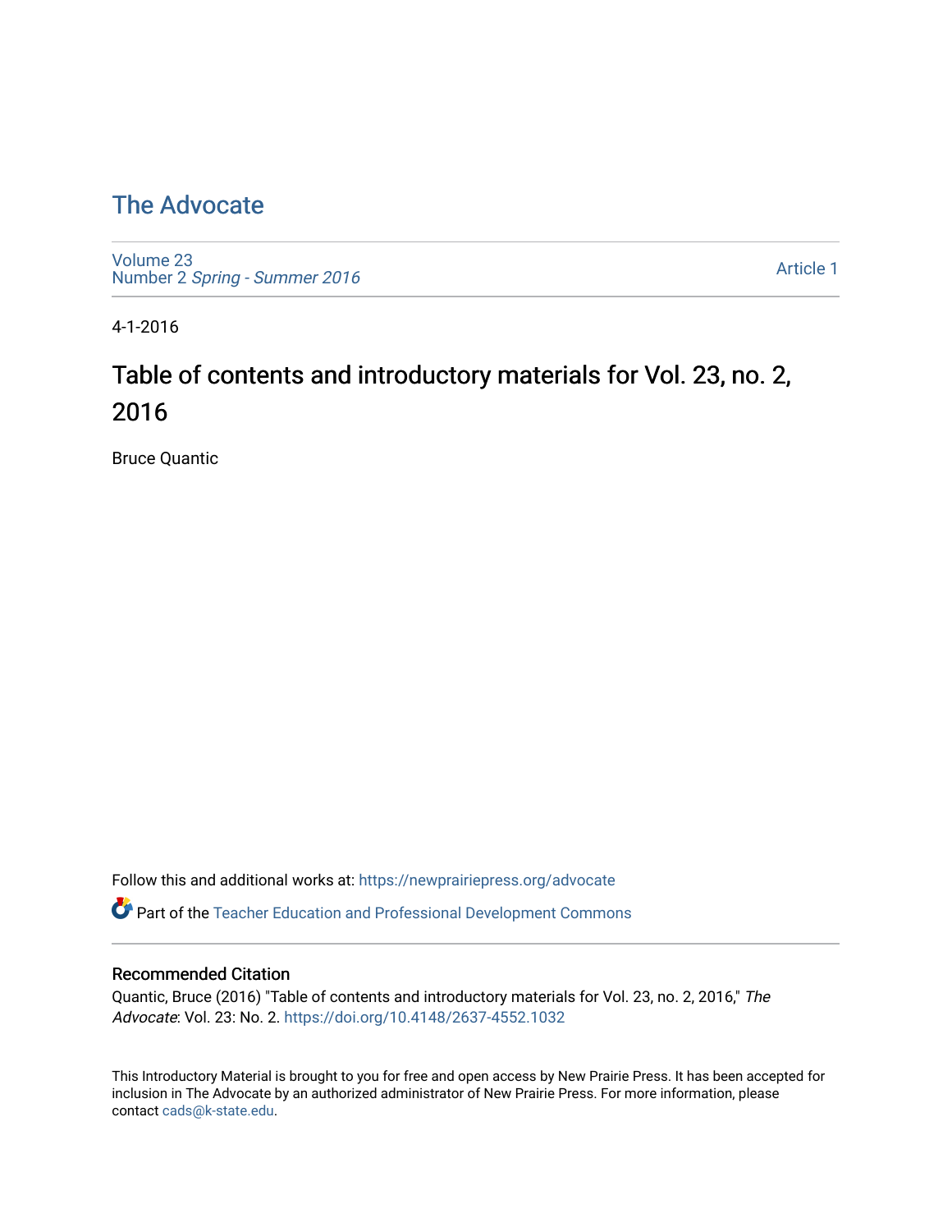# The Advocate

Volume 23
Number 2 *Spring - Summer 2016*

Article 1

4-1-2016

## Table of contents and introductory materials for Vol. 23, no. 2, 2016

Bruce Quantic

Follow this and additional works at: https://newprairiepress.org/advocate

Part of the Teacher Education and Professional Development Commons

### Recommended Citation

Quantic, Bruce (2016) "Table of contents and introductory materials for Vol. 23, no. 2, 2016," *The Advocate*: Vol. 23: No. 2. https://doi.org/10.4148/2637-4552.1032

This Introductory Material is brought to you for free and open access by New Prairie Press. It has been accepted for inclusion in The Advocate by an authorized administrator of New Prairie Press. For more information, please contact cads@k-state.edu.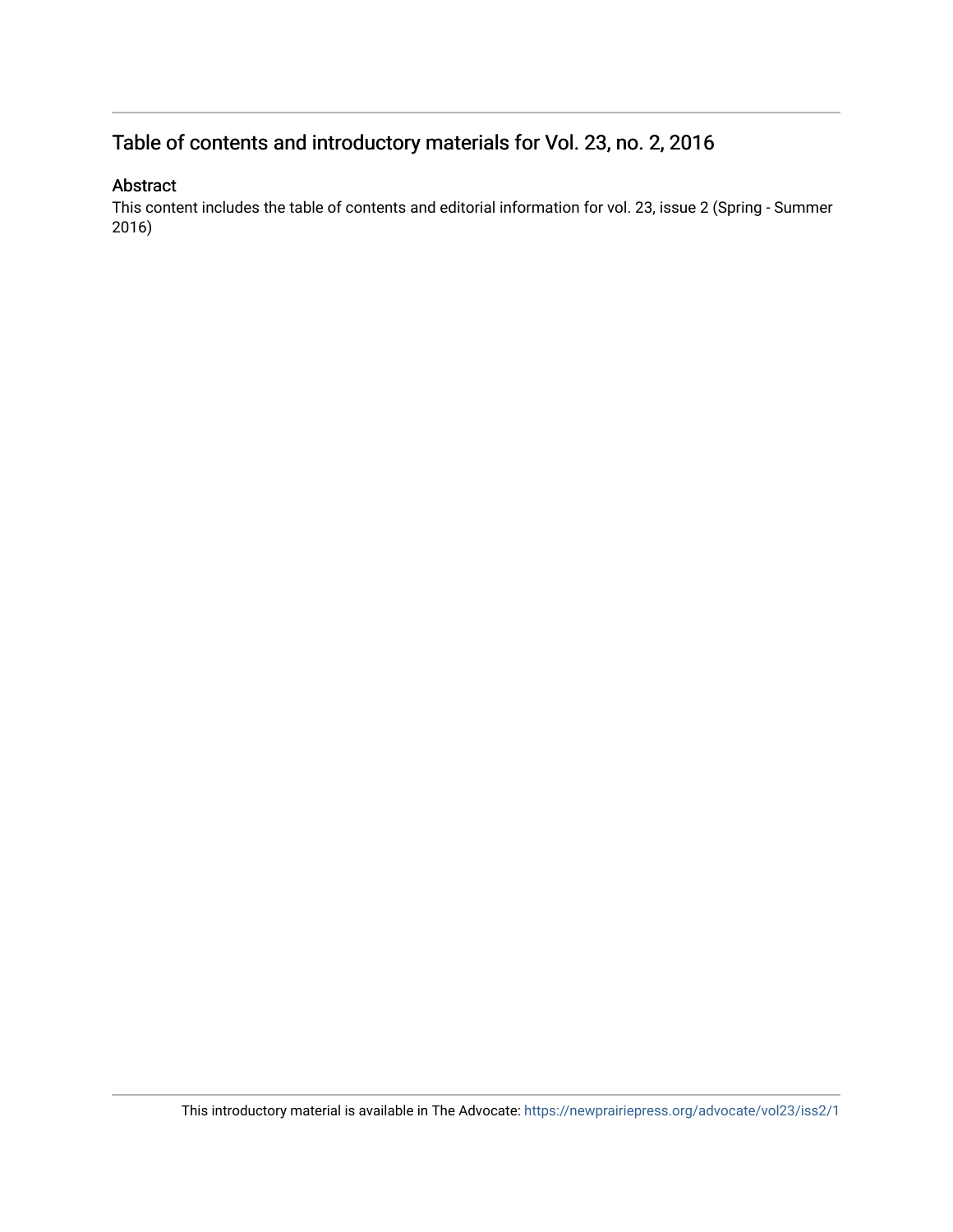## Table of contents and introductory materials for Vol. 23, no. 2, 2016

### Abstract

This content includes the table of contents and editorial information for vol. 23, issue 2 (Spring - Summer 2016)

This introductory material is available in The Advocate: https://newprairiepress.org/advocate/vol23/iss2/1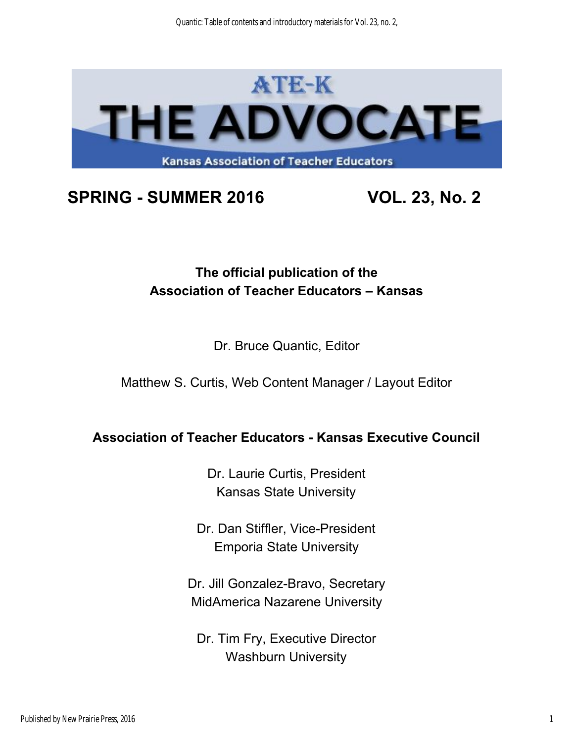# ATE-K THE ADVOCATE

Kansas Association of Teacher Educators

## SPRING - SUMMER 2016 VOL. 23, No. 2

**The official publication of the Association of Teacher Educators – Kansas**

Dr. Bruce Quantic, Editor

Matthew S. Curtis, Web Content Manager / Layout Editor

**Association of Teacher Educators - Kansas Executive Council**

Dr. Laurie Curtis, President
Kansas State University

Dr. Dan Stiffler, Vice-President
Emporia State University

Dr. Jill Gonzalez-Bravo, Secretary
MidAmerica Nazarene University

Dr. Tim Fry, Executive Director
Washburn University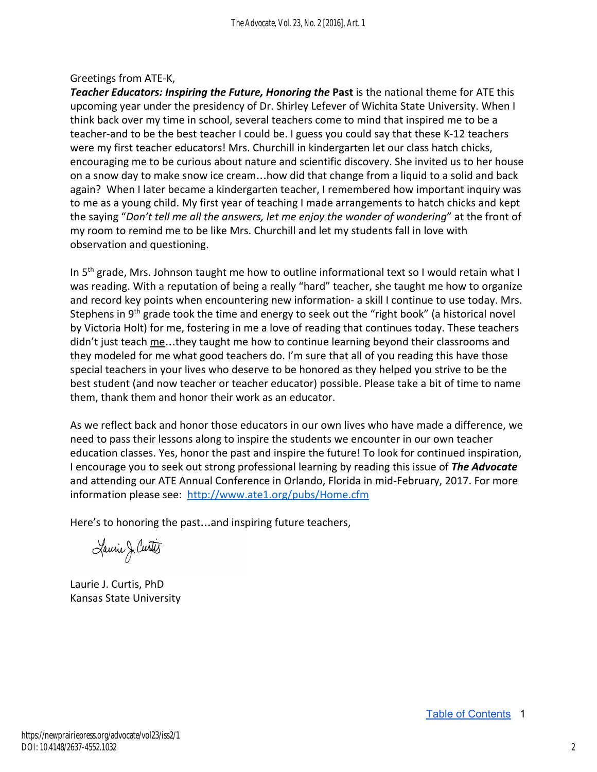Greetings from ATE-K,

***Teacher Educators: Inspiring the Future, Honoring the*** **Past** is the national theme for ATE this upcoming year under the presidency of Dr. Shirley Lefever of Wichita State University. When I think back over my time in school, several teachers come to mind that inspired me to be a teacher-and to be the best teacher I could be. I guess you could say that these K-12 teachers were my first teacher educators! Mrs. Churchill in kindergarten let our class hatch chicks, encouraging me to be curious about nature and scientific discovery. She invited us to her house on a snow day to make snow ice cream…how did that change from a liquid to a solid and back again? When I later became a kindergarten teacher, I remembered how important inquiry was to me as a young child. My first year of teaching I made arrangements to hatch chicks and kept the saying "*Don't tell me all the answers, let me enjoy the wonder of wondering*" at the front of my room to remind me to be like Mrs. Churchill and let my students fall in love with observation and questioning.

In 5th grade, Mrs. Johnson taught me how to outline informational text so I would retain what I was reading. With a reputation of being a really "hard" teacher, she taught me how to organize and record key points when encountering new information- a skill I continue to use today. Mrs. Stephens in 9th grade took the time and energy to seek out the "right book" (a historical novel by Victoria Holt) for me, fostering in me a love of reading that continues today. These teachers didn't just teach me…they taught me how to continue learning beyond their classrooms and they modeled for me what good teachers do. I'm sure that all of you reading this have those special teachers in your lives who deserve to be honored as they helped you strive to be the best student (and now teacher or teacher educator) possible. Please take a bit of time to name them, thank them and honor their work as an educator.

As we reflect back and honor those educators in our own lives who have made a difference, we need to pass their lessons along to inspire the students we encounter in our own teacher education classes. Yes, honor the past and inspire the future! To look for continued inspiration, I encourage you to seek out strong professional learning by reading this issue of ***The Advocate*** and attending our ATE Annual Conference in Orlando, Florida in mid-February, 2017. For more information please see: http://www.ate1.org/pubs/Home.cfm

Here's to honoring the past…and inspiring future teachers,

Laurie J. Curtis, PhD
Kansas State University

Table of Contents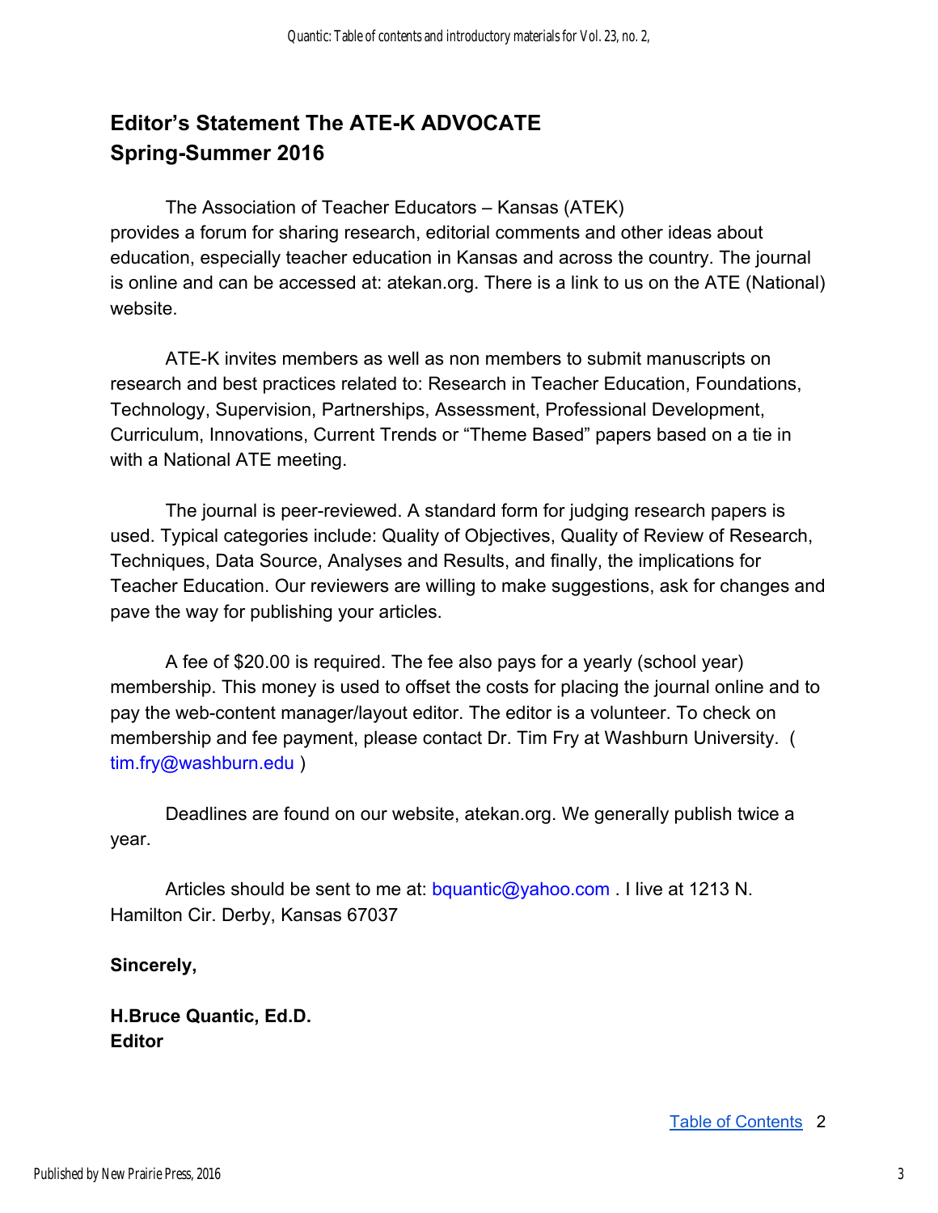## Editor's Statement The ATE-K ADVOCATE
## Spring-Summer 2016

The Association of Teacher Educators – Kansas (ATEK) provides a forum for sharing research, editorial comments and other ideas about education, especially teacher education in Kansas and across the country. The journal is online and can be accessed at: atekan.org. There is a link to us on the ATE (National) website.

ATE-K invites members as well as non members to submit manuscripts on research and best practices related to: Research in Teacher Education, Foundations, Technology, Supervision, Partnerships, Assessment, Professional Development, Curriculum, Innovations, Current Trends or "Theme Based" papers based on a tie in with a National ATE meeting.

The journal is peer-reviewed. A standard form for judging research papers is used. Typical categories include: Quality of Objectives, Quality of Review of Research, Techniques, Data Source, Analyses and Results, and finally, the implications for Teacher Education. Our reviewers are willing to make suggestions, ask for changes and pave the way for publishing your articles.

A fee of $20.00 is required. The fee also pays for a yearly (school year) membership. This money is used to offset the costs for placing the journal online and to pay the web-content manager/layout editor. The editor is a volunteer. To check on membership and fee payment, please contact Dr. Tim Fry at Washburn University. ( tim.fry@washburn.edu )

Deadlines are found on our website, atekan.org. We generally publish twice a year.

Articles should be sent to me at: bquantic@yahoo.com . I live at 1213 N. Hamilton Cir. Derby, Kansas 67037

**Sincerely,**

**H.Bruce Quantic, Ed.D.**
**Editor**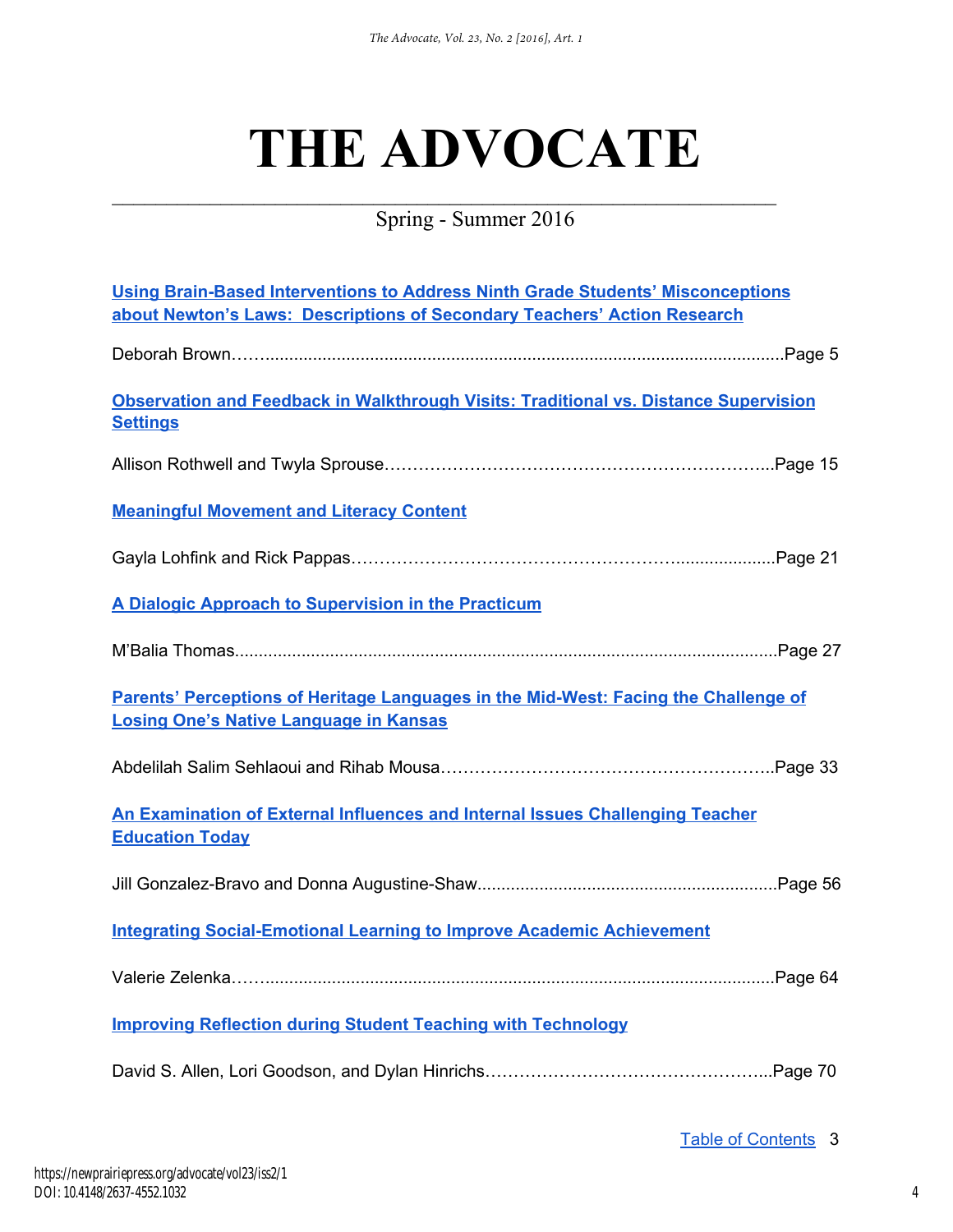# THE ADVOCATE

Spring - Summer 2016

**[Using Brain-Based Interventions to Address Ninth Grade Students' Misconceptions about Newton's Laws: Descriptions of Secondary Teachers' Action Research](#)**

Deborah Brown……..........................................................................................................Page 5

**[Observation and Feedback in Walkthrough Visits: Traditional vs. Distance Supervision Settings](#)**

Allison Rothwell and Twyla Sprouse…………………………………………………………...Page 15

**[Meaningful Movement and Literacy Content](#)**

Gayla Lohfink and Rick Pappas……………………………………………………....................Page 21

**[A Dialogic Approach to Supervision in the Practicum](#)**

M'Balia Thomas.................................................................................................................Page 27

**[Parents' Perceptions of Heritage Languages in the Mid-West: Facing the Challenge of Losing One's Native Language in Kansas](#)**

Abdelilah Salim Sehlaoui and Rihab Mousa…………………………………………………..Page 33

**[An Examination of External Influences and Internal Issues Challenging Teacher Education Today](#)**

Jill Gonzalez-Bravo and Donna Augustine-Shaw..............................................................Page 56

**[Integrating Social-Emotional Learning to Improve Academic Achievement](#)**

Valerie Zelenka……..........................................................................................................Page 64

**[Improving Reflection during Student Teaching with Technology](#)**

David S. Allen, Lori Goodson, and Dylan Hinrichs…………………………………………...Page 70

[Table of Contents](#)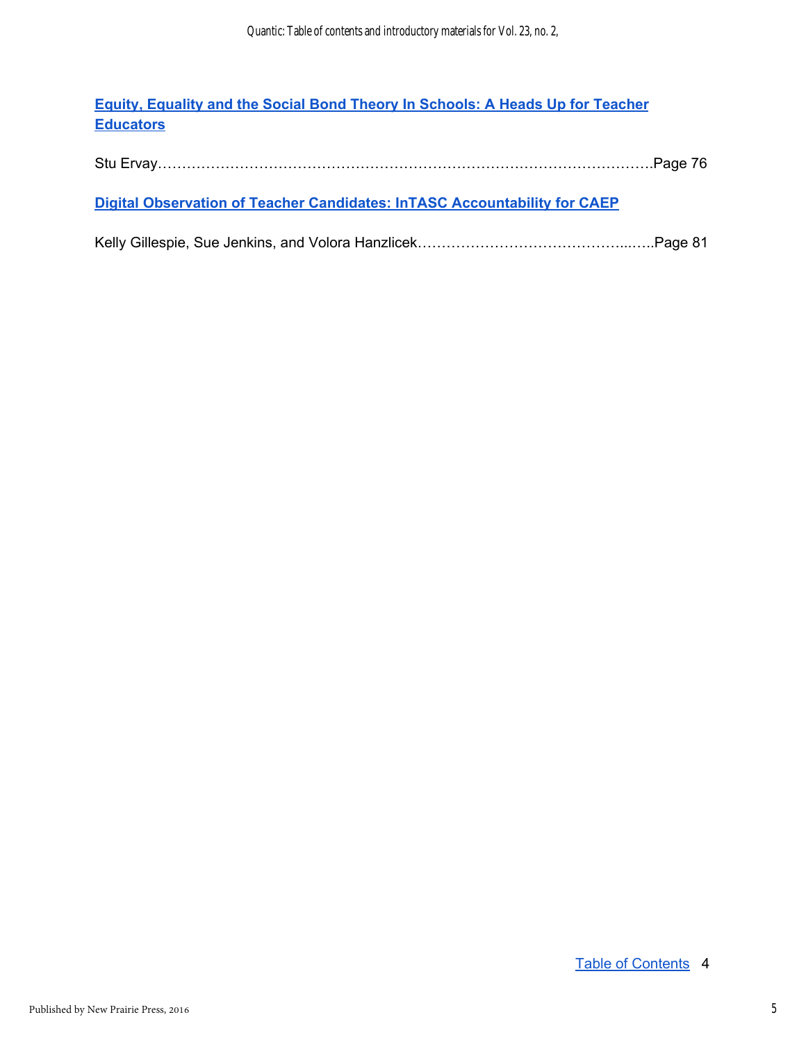**Equity, Equality and the Social Bond Theory In Schools: A Heads Up for Teacher Educators**

Stu Ervay……………………………………………………………………………………….Page 76

**Digital Observation of Teacher Candidates: InTASC Accountability for CAEP**

Kelly Gillespie, Sue Jenkins, and Volora Hanzlicek…………………………………...…..Page 81

Table of Contents